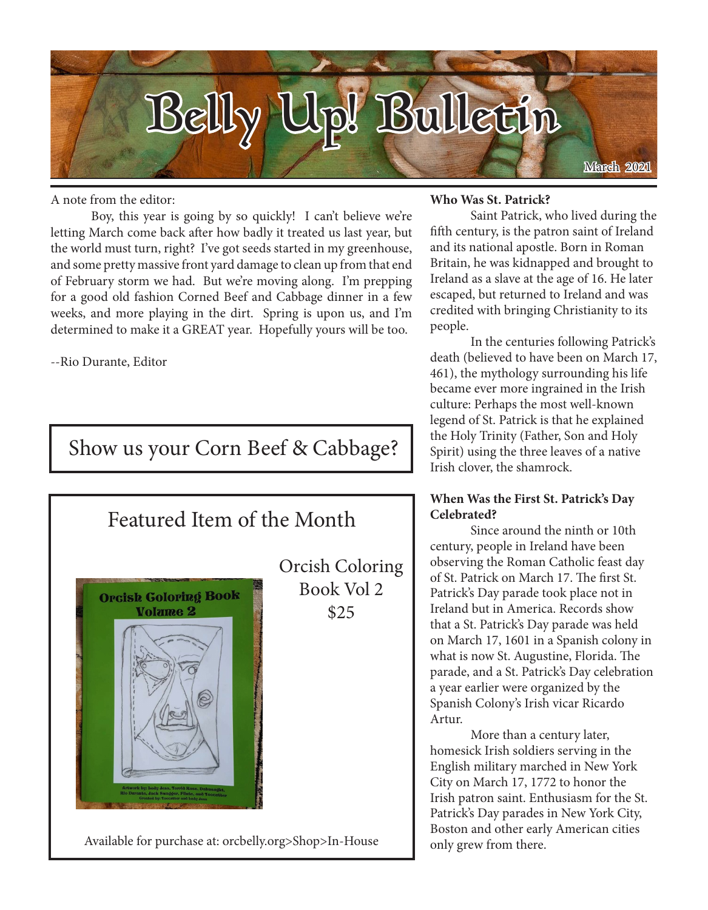# Belly Up! Bulletin

March 2021

A note from the editor:

Boy, this year is going by so quickly! I can't believe we're letting March come back after how badly it treated us last year, but the world must turn, right? I've got seeds started in my greenhouse, and some pretty massive front yard damage to clean up from that end of February storm we had. But we're moving along. I'm prepping for a good old fashion Corned Beef and Cabbage dinner in a few weeks, and more playing in the dirt. Spring is upon us, and I'm determined to make it a GREAT year. Hopefully yours will be too.

--Rio Durante, Editor

## Show us your Corn Beef & Cabbage?

## Featured Item of the Month

Orcish Coloring Book Vol 2

$25

Available for purchase at: orcbelly.org>Shop>In-House

**Who Was St. Patrick?**

Saint Patrick, who lived during the fifth century, is the patron saint of Ireland and its national apostle. Born in Roman Britain, he was kidnapped and brought to Ireland as a slave at the age of 16. He later escaped, but returned to Ireland and was credited with bringing Christianity to its people.

In the centuries following Patrick's death (believed to have been on March 17, 461), the mythology surrounding his life became ever more ingrained in the Irish culture: Perhaps the most well-known legend of St. Patrick is that he explained the Holy Trinity (Father, Son and Holy Spirit) using the three leaves of a native Irish clover, the shamrock.

**When Was the First St. Patrick's Day Celebrated?**

Since around the ninth or 10th century, people in Ireland have been observing the Roman Catholic feast day of St. Patrick on March 17. The first St. Patrick's Day parade took place not in Ireland but in America. Records show that a St. Patrick's Day parade was held on March 17, 1601 in a Spanish colony in what is now St. Augustine, Florida. The parade, and a St. Patrick's Day celebration a year earlier were organized by the Spanish Colony's Irish vicar Ricardo Artur.

More than a century later, homesick Irish soldiers serving in the English military marched in New York City on March 17, 1772 to honor the Irish patron saint. Enthusiasm for the St. Patrick's Day parades in New York City, Boston and other early American cities only grew from there.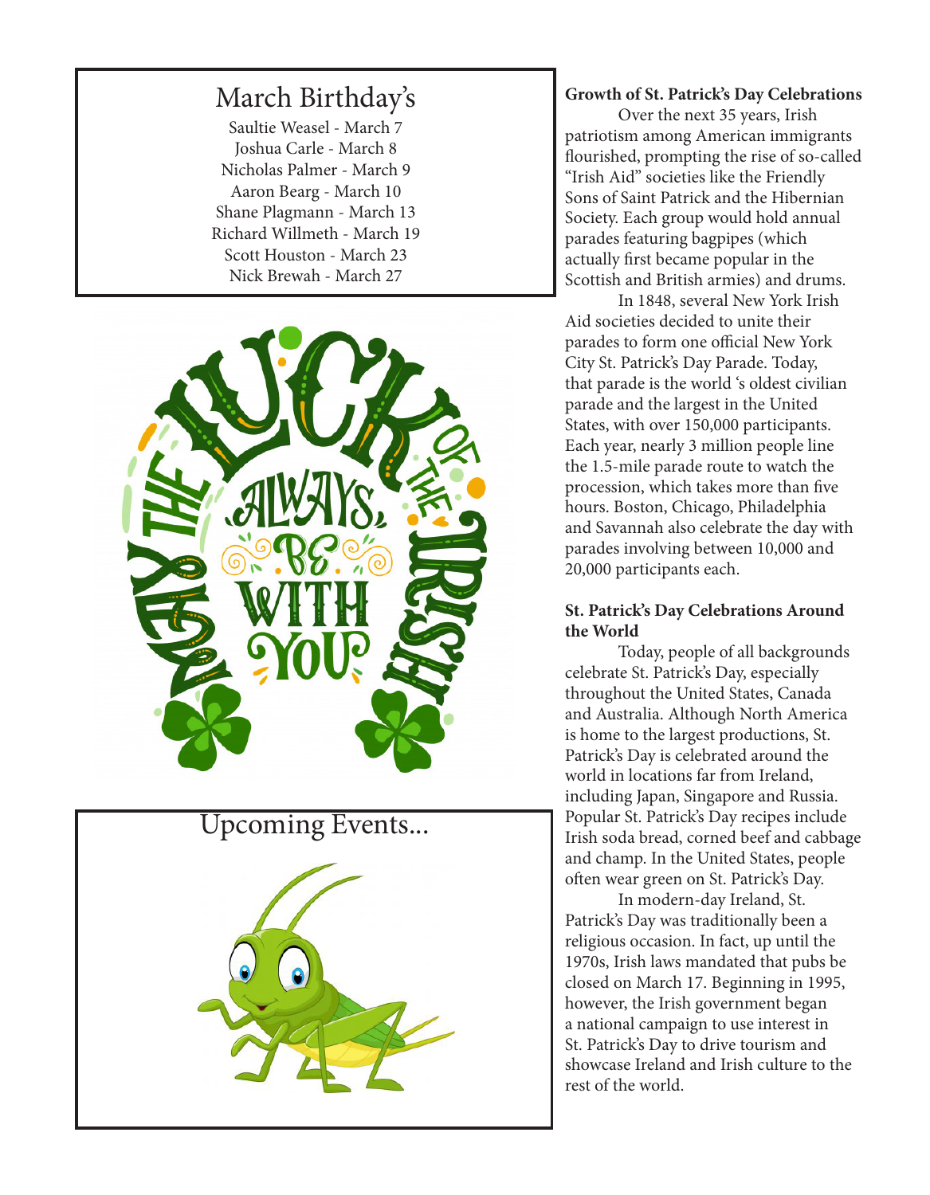## March Birthday's

Saultie Weasel - March 7
Joshua Carle - March 8
Nicholas Palmer - March 9
Aaron Bearg - March 10
Shane Plagmann - March 13
Richard Willmeth - March 19
Scott Houston - March 23
Nick Brewah - March 27

## Upcoming Events...

**Growth of St. Patrick's Day Celebrations**

Over the next 35 years, Irish patriotism among American immigrants flourished, prompting the rise of so-called "Irish Aid" societies like the Friendly Sons of Saint Patrick and the Hibernian Society. Each group would hold annual parades featuring bagpipes (which actually first became popular in the Scottish and British armies) and drums.

In 1848, several New York Irish Aid societies decided to unite their parades to form one official New York City St. Patrick's Day Parade. Today, that parade is the world 's oldest civilian parade and the largest in the United States, with over 150,000 participants. Each year, nearly 3 million people line the 1.5-mile parade route to watch the procession, which takes more than five hours. Boston, Chicago, Philadelphia and Savannah also celebrate the day with parades involving between 10,000 and 20,000 participants each.

**St. Patrick's Day Celebrations Around the World**

Today, people of all backgrounds celebrate St. Patrick's Day, especially throughout the United States, Canada and Australia. Although North America is home to the largest productions, St. Patrick's Day is celebrated around the world in locations far from Ireland, including Japan, Singapore and Russia. Popular St. Patrick's Day recipes include Irish soda bread, corned beef and cabbage and champ. In the United States, people often wear green on St. Patrick's Day.

In modern-day Ireland, St. Patrick's Day was traditionally been a religious occasion. In fact, up until the 1970s, Irish laws mandated that pubs be closed on March 17. Beginning in 1995, however, the Irish government began a national campaign to use interest in St. Patrick's Day to drive tourism and showcase Ireland and Irish culture to the rest of the world.